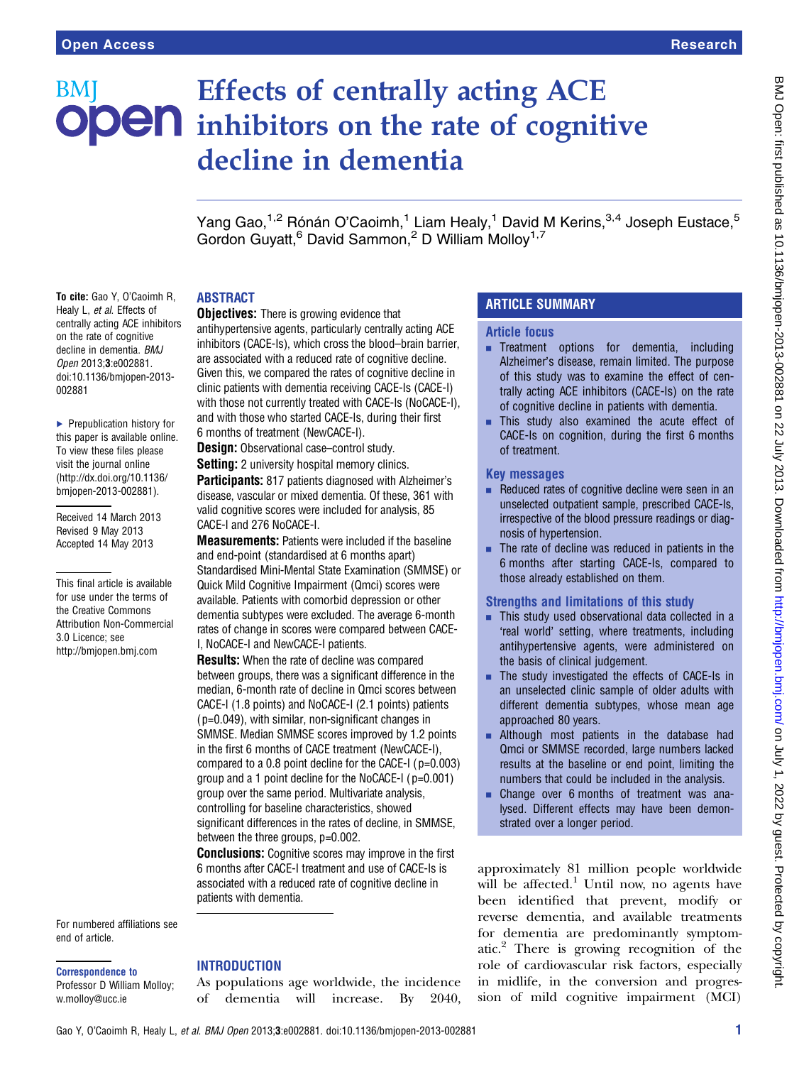# Effects of centrally acting ACE inhibitors on the rate of cognitive decline in dementia

Yang Gao,[1,2] Rónán O'Caoimh,[1] Liam Healy,[1] David M Kerins,[3,4] Joseph Eustace,[5] Gordon Guyatt,[6] David Sammon,[2] D William Molloy[1,7]

**To cite:** Gao Y, O'Caoimh R, Healy L, *et al*. Effects of centrally acting ACE inhibitors on the rate of cognitive decline in dementia. *BMJ Open* 2013;**3**:e002881. doi:10.1136/bmjopen-2013-002881

▶ Prepublication history for this paper is available online. To view these files please visit the journal online (http://dx.doi.org/10.1136/bmjopen-2013-002881).

Received 14 March 2013
Revised 9 May 2013
Accepted 14 May 2013

This final article is available for use under the terms of the Creative Commons Attribution Non-Commercial 3.0 Licence; see http://bmjopen.bmj.com

## ABSTRACT

**Objectives:** There is growing evidence that antihypertensive agents, particularly centrally acting ACE inhibitors (CACE-Is), which cross the blood–brain barrier, are associated with a reduced rate of cognitive decline. Given this, we compared the rates of cognitive decline in clinic patients with dementia receiving CACE-Is (CACE-I) with those not currently treated with CACE-Is (NoCACE-I), and with those who started CACE-Is, during their first 6 months of treatment (NewCACE-I).

**Design:** Observational case–control study.

**Setting:** 2 university hospital memory clinics.

**Participants:** 817 patients diagnosed with Alzheimer's disease, vascular or mixed dementia. Of these, 361 with valid cognitive scores were included for analysis, 85 CACE-I and 276 NoCACE-I.

**Measurements:** Patients were included if the baseline and end-point (standardised at 6 months apart) Standardised Mini-Mental State Examination (SMMSE) or Quick Mild Cognitive Impairment (Qmci) scores were available. Patients with comorbid depression or other dementia subtypes were excluded. The average 6-month rates of change in scores were compared between CACE-I, NoCACE-I and NewCACE-I patients.

**Results:** When the rate of decline was compared between groups, there was a significant difference in the median, 6-month rate of decline in Qmci scores between CACE-I (1.8 points) and NoCACE-I (2.1 points) patients (p=0.049), with similar, non-significant changes in SMMSE. Median SMMSE scores improved by 1.2 points in the first 6 months of CACE treatment (NewCACE-I), compared to a 0.8 point decline for the CACE-I (p=0.003) group and a 1 point decline for the NoCACE-I (p=0.001) group over the same period. Multivariate analysis, controlling for baseline characteristics, showed significant differences in the rates of decline, in SMMSE, between the three groups, p=0.002.

**Conclusions:** Cognitive scores may improve in the first 6 months after CACE-I treatment and use of CACE-Is is associated with a reduced rate of cognitive decline in patients with dementia.

## ARTICLE SUMMARY

### Article focus

- Treatment options for dementia, including Alzheimer's disease, remain limited. The purpose of this study was to examine the effect of centrally acting ACE inhibitors (CACE-Is) on the rate of cognitive decline in patients with dementia.
- This study also examined the acute effect of CACE-Is on cognition, during the first 6 months of treatment.

### Key messages

- Reduced rates of cognitive decline were seen in an unselected outpatient sample, prescribed CACE-Is, irrespective of the blood pressure readings or diagnosis of hypertension.
- The rate of decline was reduced in patients in the 6 months after starting CACE-Is, compared to those already established on them.

### Strengths and limitations of this study

- This study used observational data collected in a 'real world' setting, where treatments, including antihypertensive agents, were administered on the basis of clinical judgement.
- The study investigated the effects of CACE-Is in an unselected clinic sample of older adults with different dementia subtypes, whose mean age approached 80 years.
- Although most patients in the database had Qmci or SMMSE recorded, large numbers lacked results at the baseline or end point, limiting the numbers that could be included in the analysis.
- Change over 6 months of treatment was analysed. Different effects may have been demonstrated over a longer period.

For numbered affiliations see end of article.

**Correspondence to**
Professor D William Molloy; w.molloy@ucc.ie

## INTRODUCTION

As populations age worldwide, the incidence of dementia will increase. By 2040, approximately 81 million people worldwide will be affected.[1] Until now, no agents have been identified that prevent, modify or reverse dementia, and available treatments for dementia are predominantly symptomatic.[2] There is growing recognition of the role of cardiovascular risk factors, especially in midlife, in the conversion and progression of mild cognitive impairment (MCI)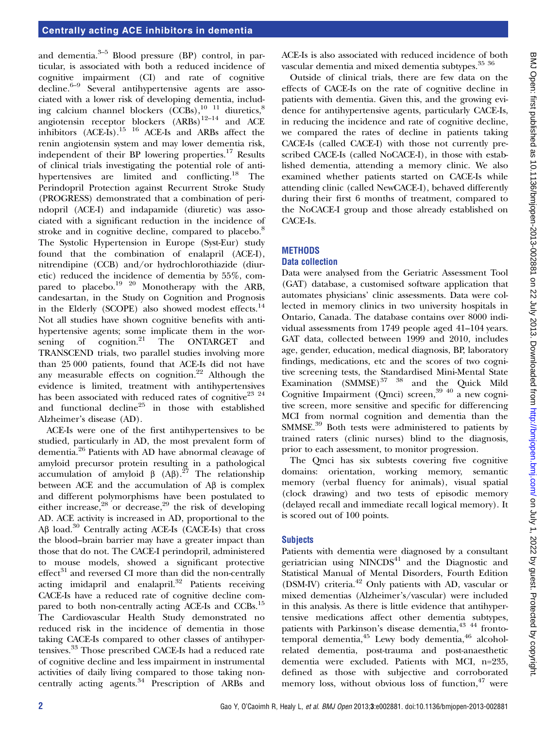and dementia.[3–5] Blood pressure (BP) control, in particular, is associated with both a reduced incidence of cognitive impairment (CI) and rate of cognitive decline.[6–9] Several antihypertensive agents are associated with a lower risk of developing dementia, including calcium channel blockers (CCBs),[10,11] diuretics,[8] angiotensin receptor blockers (ARBs)[12–14] and ACE inhibitors (ACE-Is).[15,16] ACE-Is and ARBs affect the renin angiotensin system and may lower dementia risk, independent of their BP lowering properties.[17] Results of clinical trials investigating the potential role of antihypertensives are limited and conflicting.[18] The Perindopril Protection against Recurrent Stroke Study (PROGRESS) demonstrated that a combination of perindopril (ACE-I) and indapamide (diuretic) was associated with a significant reduction in the incidence of stroke and in cognitive decline, compared to placebo.[8] The Systolic Hypertension in Europe (Syst-Eur) study found that the combination of enalapril (ACE-I), nitrendipine (CCB) and/or hydrochlorothiazide (diuretic) reduced the incidence of dementia by 55%, compared to placebo.[19,20] Monotherapy with the ARB, candesartan, in the Study on Cognition and Prognosis in the Elderly (SCOPE) also showed modest effects.[14] Not all studies have shown cognitive benefits with antihypertensive agents; some implicate them in the worsening of cognition.[21] The ONTARGET and TRANSCEND trials, two parallel studies involving more than 25 000 patients, found that ACE-Is did not have any measurable effects on cognition.[22] Although the evidence is limited, treatment with antihypertensives has been associated with reduced rates of cognitive[23,24] and functional decline[25] in those with established Alzheimer's disease (AD).

ACE-Is were one of the first antihypertensives to be studied, particularly in AD, the most prevalent form of dementia.[26] Patients with AD have abnormal cleavage of amyloid precursor protein resulting in a pathological accumulation of amyloid β (Aβ).[27] The relationship between ACE and the accumulation of Aβ is complex and different polymorphisms have been postulated to either increase,[28] or decrease,[29] the risk of developing AD. ACE activity is increased in AD, proportional to the Aβ load.[30] Centrally acting ACE-Is (CACE-Is) that cross the blood–brain barrier may have a greater impact than those that do not. The CACE-I perindopril, administered to mouse models, showed a significant protective effect[31] and reversed CI more than did the non-centrally acting imidapril and enalapril.[32] Patients receiving CACE-Is have a reduced rate of cognitive decline compared to both non-centrally acting ACE-Is and CCBs.[15] The Cardiovascular Health Study demonstrated no reduced risk in the incidence of dementia in those taking CACE-Is compared to other classes of antihypertensives.[33] Those prescribed CACE-Is had a reduced rate of cognitive decline and less impairment in instrumental activities of daily living compared to those taking non-centrally acting agents.[34] Prescription of ARBs and ACE-Is is also associated with reduced incidence of both vascular dementia and mixed dementia subtypes.[35,36]

Outside of clinical trials, there are few data on the effects of CACE-Is on the rate of cognitive decline in patients with dementia. Given this, and the growing evidence for antihypertensive agents, particularly CACE-Is, in reducing the incidence and rate of cognitive decline, we compared the rates of decline in patients taking CACE-Is (called CACE-I) with those not currently prescribed CACE-Is (called NoCACE-I), in those with established dementia, attending a memory clinic. We also examined whether patients started on CACE-Is while attending clinic (called NewCACE-I), behaved differently during their first 6 months of treatment, compared to the NoCACE-I group and those already established on CACE-Is.

## METHODS

### Data collection

Data were analysed from the Geriatric Assessment Tool (GAT) database, a customised software application that automates physicians' clinic assessments. Data were collected in memory clinics in two university hospitals in Ontario, Canada. The database contains over 8000 individual assessments from 1749 people aged 41–104 years. GAT data, collected between 1999 and 2010, includes age, gender, education, medical diagnosis, BP, laboratory findings, medications, etc and the scores of two cognitive screening tests, the Standardised Mini-Mental State Examination (SMMSE)[37,38] and the Quick Mild Cognitive Impairment (Qmci) screen,[39,40] a new cognitive screen, more sensitive and specific for differencing MCI from normal cognition and dementia than the SMMSE.[39] Both tests were administered to patients by trained raters (clinic nurses) blind to the diagnosis, prior to each assessment, to monitor progression.

The Qmci has six subtests covering five cognitive domains: orientation, working memory, semantic memory (verbal fluency for animals), visual spatial (clock drawing) and two tests of episodic memory (delayed recall and immediate recall logical memory). It is scored out of 100 points.

### Subjects

Patients with dementia were diagnosed by a consultant geriatrician using NINCDS[41] and the Diagnostic and Statistical Manual of Mental Disorders, Fourth Edition (DSM-IV) criteria.[42] Only patients with AD, vascular or mixed dementias (Alzheimer's/vascular) were included in this analysis. As there is little evidence that antihypertensive medications affect other dementia subtypes, patients with Parkinson's disease dementia,[43,44] frontotemporal dementia,[45] Lewy body dementia,[46] alcohol-related dementia, post-trauma and post-anaesthetic dementia were excluded. Patients with MCI, n=235, defined as those with subjective and corroborated memory loss, without obvious loss of function,[47] were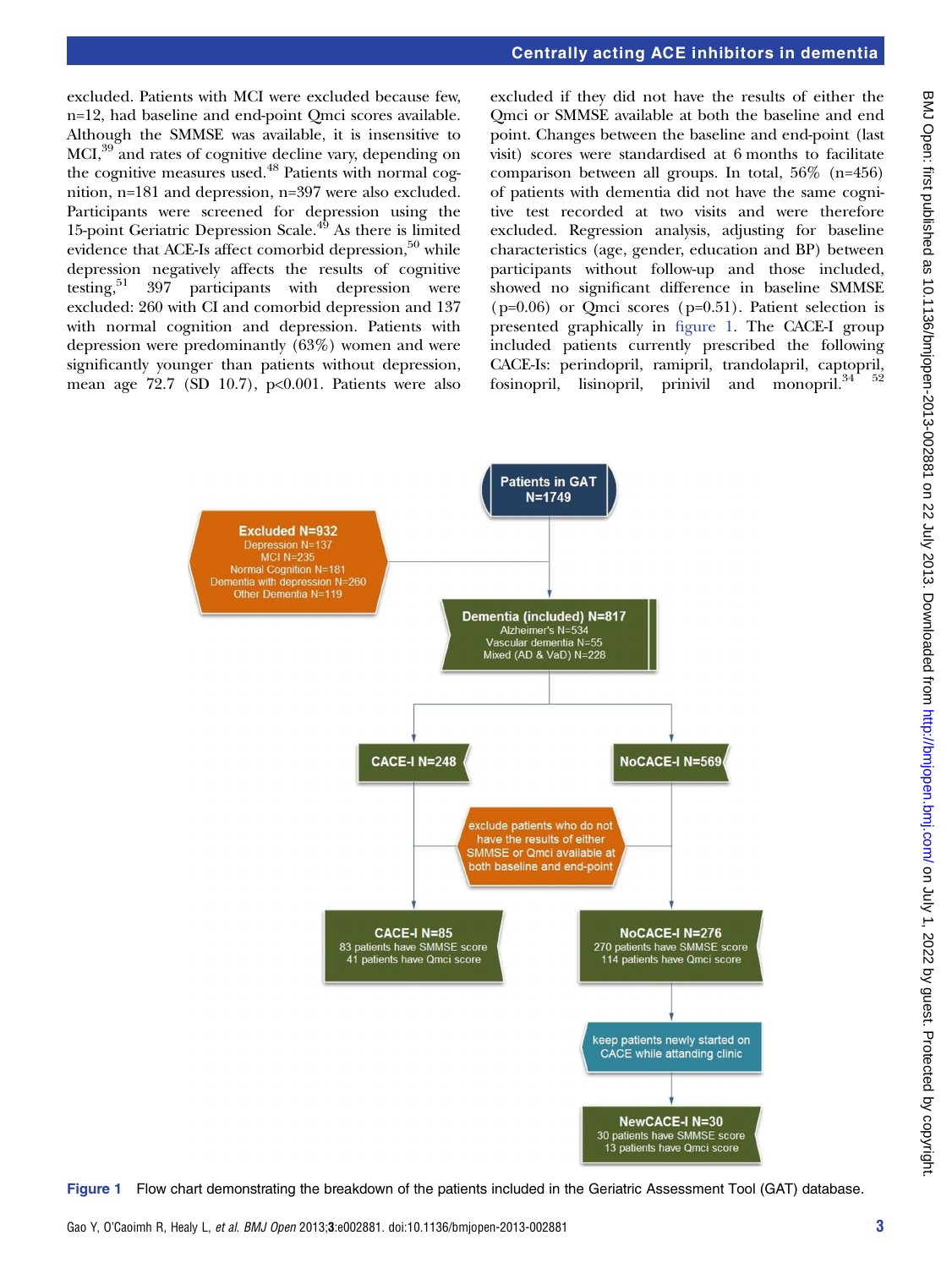excluded. Patients with MCI were excluded because few, n=12, had baseline and end-point Qmci scores available. Although the SMMSE was available, it is insensitive to MCI,[39] and rates of cognitive decline vary, depending on the cognitive measures used.[48] Patients with normal cognition, n=181 and depression, n=397 were also excluded. Participants were screened for depression using the 15-point Geriatric Depression Scale.[49] As there is limited evidence that ACE-Is affect comorbid depression,[50] while depression negatively affects the results of cognitive testing,[51] 397 participants with depression were excluded: 260 with CI and comorbid depression and 137 with normal cognition and depression. Patients with depression were predominantly (63%) women and were significantly younger than patients without depression, mean age 72.7 (SD 10.7), p<0.001. Patients were also excluded if they did not have the results of either the Qmci or SMMSE available at both the baseline and end point. Changes between the baseline and end-point (last visit) scores were standardised at 6 months to facilitate comparison between all groups. In total, 56% (n=456) of patients with dementia did not have the same cognitive test recorded at two visits and were therefore excluded. Regression analysis, adjusting for baseline characteristics (age, gender, education and BP) between participants without follow-up and those included, showed no significant difference in baseline SMMSE (p=0.06) or Qmci scores (p=0.51). Patient selection is presented graphically in figure 1. The CACE-I group included patients currently prescribed the following CACE-Is: perindopril, ramipril, trandolapril, captopril, fosinopril, lisinopril, prinivil and monopril.[34 52]

Patients in GAT N=1749

Excluded N=932
Depression N=137
MCI N=235
Normal Cognition N=181
Dementia with depression N=260
Other Dementia N=119

Dementia (included) N=817
Alzheimer's N=534
Vascular dementia N=55
Mixed (AD & VaD) N=228

CACE-I N=248

NoCACE-I N=569

exclude patients who do not have the results of either SMMSE or Qmci available at both baseline and end-point

CACE-I N=85
83 patients have SMMSE score
41 patients have Qmci score

NoCACE-I N=276
270 patients have SMMSE score
114 patients have Qmci score

keep patients newly started on CACE while attanding clinic

NewCACE-I N=30
30 patients have SMMSE score
13 patients have Qmci score

**Figure 1** Flow chart demonstrating the breakdown of the patients included in the Geriatric Assessment Tool (GAT) database.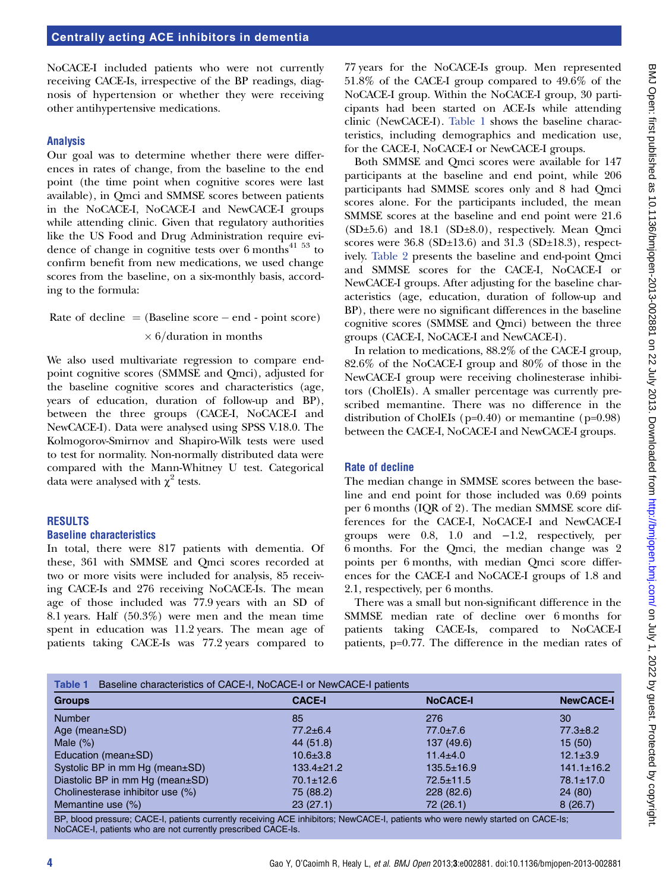NoCACE-I included patients who were not currently receiving CACE-Is, irrespective of the BP readings, diagnosis of hypertension or whether they were receiving other antihypertensive medications.

### Analysis

Our goal was to determine whether there were differences in rates of change, from the baseline to the end point (the time point when cognitive scores were last available), in Qmci and SMMSE scores between patients in the NoCACE-I, NoCACE-I and NewCACE-I groups while attending clinic. Given that regulatory authorities like the US Food and Drug Administration require evidence of change in cognitive tests over 6 months[41 53] to confirm benefit from new medications, we used change scores from the baseline, on a six-monthly basis, according to the formula:

$$\text{Rate of decline} = (\text{Baseline score} - \text{end - point score}) \times 6/\text{duration in months}$$

We also used multivariate regression to compare end-point cognitive scores (SMMSE and Qmci), adjusted for the baseline cognitive scores and characteristics (age, years of education, duration of follow-up and BP), between the three groups (CACE-I, NoCACE-I and NewCACE-I). Data were analysed using SPSS V.18.0. The Kolmogorov-Smirnov and Shapiro-Wilk tests were used to test for normality. Non-normally distributed data were compared with the Mann-Whitney U test. Categorical data were analysed with $\chi^2$ tests.

## RESULTS

### Baseline characteristics

In total, there were 817 patients with dementia. Of these, 361 with SMMSE and Qmci scores recorded at two or more visits were included for analysis, 85 receiving CACE-Is and 276 receiving NoCACE-Is. The mean age of those included was 77.9 years with an SD of 8.1 years. Half (50.3%) were men and the mean time spent in education was 11.2 years. The mean age of patients taking CACE-Is was 77.2 years compared to 77 years for the NoCACE-Is group. Men represented 51.8% of the CACE-I group compared to 49.6% of the NoCACE-I group. Within the NoCACE-I group, 30 participants had been started on ACE-Is while attending clinic (NewCACE-I). Table 1 shows the baseline characteristics, including demographics and medication use, for the CACE-I, NoCACE-I or NewCACE-I groups.

Both SMMSE and Qmci scores were available for 147 participants at the baseline and end point, while 206 participants had SMMSE scores only and 8 had Qmci scores alone. For the participants included, the mean SMMSE scores at the baseline and end point were 21.6 (SD±5.6) and 18.1 (SD±8.0), respectively. Mean Qmci scores were 36.8 (SD±13.6) and 31.3 (SD±18.3), respectively. Table 2 presents the baseline and end-point Qmci and SMMSE scores for the CACE-I, NoCACE-I or NewCACE-I groups. After adjusting for the baseline characteristics (age, education, duration of follow-up and BP), there were no significant differences in the baseline cognitive scores (SMMSE and Qmci) between the three groups (CACE-I, NoCACE-I and NewCACE-I).

In relation to medications, 88.2% of the CACE-I group, 82.6% of the NoCACE-I group and 80% of those in the NewCACE-I group were receiving cholinesterase inhibitors (CholEIs). A smaller percentage was currently prescribed memantine. There was no difference in the distribution of CholEIs (p=0.40) or memantine (p=0.98) between the CACE-I, NoCACE-I and NewCACE-I groups.

### Rate of decline

The median change in SMMSE scores between the baseline and end point for those included was 0.69 points per 6 months (IQR of 2). The median SMMSE score differences for the CACE-I, NoCACE-I and NewCACE-I groups were 0.8, 1.0 and −1.2, respectively, per 6 months. For the Qmci, the median change was 2 points per 6 months, with median Qmci score differences for the CACE-I and NoCACE-I groups of 1.8 and 2.1, respectively, per 6 months.

There was a small but non-significant difference in the SMMSE median rate of decline over 6 months for patients taking CACE-Is, compared to NoCACE-I patients, p=0.77. The difference in the median rates of

**Table 1** Baseline characteristics of CACE-I, NoCACE-I or NewCACE-I patients

| Groups | CACE-I | NoCACE-I | NewCACE-I |
|---|---|---|---|
| Number | 85 | 276 | 30 |
| Age (mean±SD) | 77.2±6.4 | 77.0±7.6 | 77.3±8.2 |
| Male (%) | 44 (51.8) | 137 (49.6) | 15 (50) |
| Education (mean±SD) | 10.6±3.8 | 11.4±4.0 | 12.1±3.9 |
| Systolic BP in mm Hg (mean±SD) | 133.4±21.2 | 135.5±16.9 | 141.1±16.2 |
| Diastolic BP in mm Hg (mean±SD) | 70.1±12.6 | 72.5±11.5 | 78.1±17.0 |
| Cholinesterase inhibitor use (%) | 75 (88.2) | 228 (82.6) | 24 (80) |
| Memantine use (%) | 23 (27.1) | 72 (26.1) | 8 (26.7) |

BP, blood pressure; CACE-I, patients currently receiving ACE inhibitors; NewCACE-I, patients who were newly started on CACE-Is; NoCACE-I, patients who are not currently prescribed CACE-Is.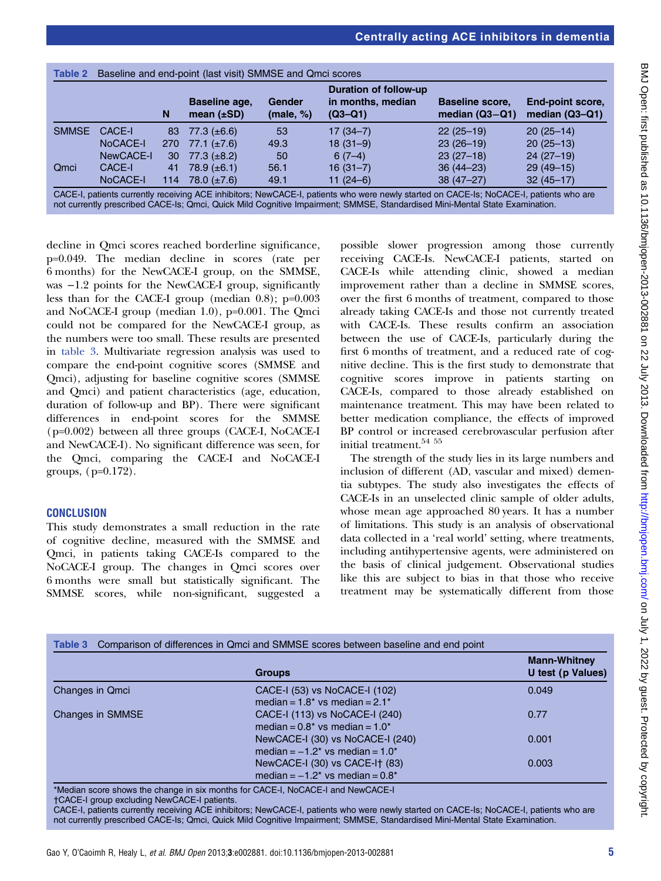**Table 2** Baseline and end-point (last visit) SMMSE and Qmci scores

| | | N | Baseline age, mean (±SD) | Gender (male, %) | Duration of follow-up in months, median (Q3–Q1) | Baseline score, median (Q3−Q1) | End-point score, median (Q3–Q1) |
|---|---|---|---|---|---|---|---|
| SMMSE | CACE-I | 83 | 77.3 (±6.6) | 53 | 17 (34–7) | 22 (25–19) | 20 (25–14) |
| | NoCACE-I | 270 | 77.1 (±7.6) | 49.3 | 18 (31–9) | 23 (26–19) | 20 (25–13) |
| | NewCACE-I | 30 | 77.3 (±8.2) | 50 | 6 (7–4) | 23 (27–18) | 24 (27–19) |
| Qmci | CACE-I | 41 | 78.9 (±6.1) | 56.1 | 16 (31–7) | 36 (44–23) | 29 (49–15) |
| | NoCACE-I | 114 | 78.0 (±7.6) | 49.1 | 11 (24–6) | 38 (47–27) | 32 (45–17) |

CACE-I, patients currently receiving ACE inhibitors; NewCACE-I, patients who were newly started on CACE-Is; NoCACE-I, patients who are not currently prescribed CACE-Is; Qmci, Quick Mild Cognitive Impairment; SMMSE, Standardised Mini-Mental State Examination.

decline in Qmci scores reached borderline significance, p=0.049. The median decline in scores (rate per 6 months) for the NewCACE-I group, on the SMMSE, was −1.2 points for the NewCACE-I group, significantly less than for the CACE-I group (median 0.8); p=0.003 and NoCACE-I group (median 1.0), p=0.001. The Qmci could not be compared for the NewCACE-I group, as the numbers were too small. These results are presented in table 3. Multivariate regression analysis was used to compare the end-point cognitive scores (SMMSE and Qmci), adjusting for baseline cognitive scores (SMMSE and Qmci) and patient characteristics (age, education, duration of follow-up and BP). There were significant differences in end-point scores for the SMMSE (p=0.002) between all three groups (CACE-I, NoCACE-I and NewCACE-I). No significant difference was seen, for the Qmci, comparing the CACE-I and NoCACE-I groups, (p=0.172).

## CONCLUSION

This study demonstrates a small reduction in the rate of cognitive decline, measured with the SMMSE and Qmci, in patients taking CACE-Is compared to the NoCACE-I group. The changes in Qmci scores over 6 months were small but statistically significant. The SMMSE scores, while non-significant, suggested a possible slower progression among those currently receiving CACE-Is. NewCACE-I patients, started on CACE-Is while attending clinic, showed a median improvement rather than a decline in SMMSE scores, over the first 6 months of treatment, compared to those already taking CACE-Is and those not currently treated with CACE-Is. These results confirm an association between the use of CACE-Is, particularly during the first 6 months of treatment, and a reduced rate of cognitive decline. This is the first study to demonstrate that cognitive scores improve in patients starting on CACE-Is, compared to those already established on maintenance treatment. This may have been related to better medication compliance, the effects of improved BP control or increased cerebrovascular perfusion after initial treatment.[54 55]

The strength of the study lies in its large numbers and inclusion of different (AD, vascular and mixed) dementia subtypes. The study also investigates the effects of CACE-Is in an unselected clinic sample of older adults, whose mean age approached 80 years. It has a number of limitations. This study is an analysis of observational data collected in a 'real world' setting, where treatments, including antihypertensive agents, were administered on the basis of clinical judgement. Observational studies like this are subject to bias in that those who receive treatment may be systematically different from those

**Table 3** Comparison of differences in Qmci and SMMSE scores between baseline and end point

| | Groups | Mann-Whitney U test (p Values) |
|---|---|---|
| Changes in Qmci | CACE-I (53) vs NoCACE-I (102) median = 1.8* vs median = 2.1* | 0.049 |
| Changes in SMMSE | CACE-I (113) vs NoCACE-I (240) median = 0.8* vs median = 1.0* | 0.77 |
| | NewCACE-I (30) vs NoCACE-I (240) median = −1.2* vs median = 1.0* | 0.001 |
| | NewCACE-I (30) vs CACE-I† (83) median = −1.2* vs median = 0.8* | 0.003 |

*Median score shows the change in six months for CACE-I, NoCACE-I and NewCACE-I
†CACE-I group excluding NewCACE-I patients.
CACE-I, patients currently receiving ACE inhibitors; NewCACE-I, patients who were newly started on CACE-Is; NoCACE-I, patients who are not currently prescribed CACE-Is; Qmci, Quick Mild Cognitive Impairment; SMMSE, Standardised Mini-Mental State Examination.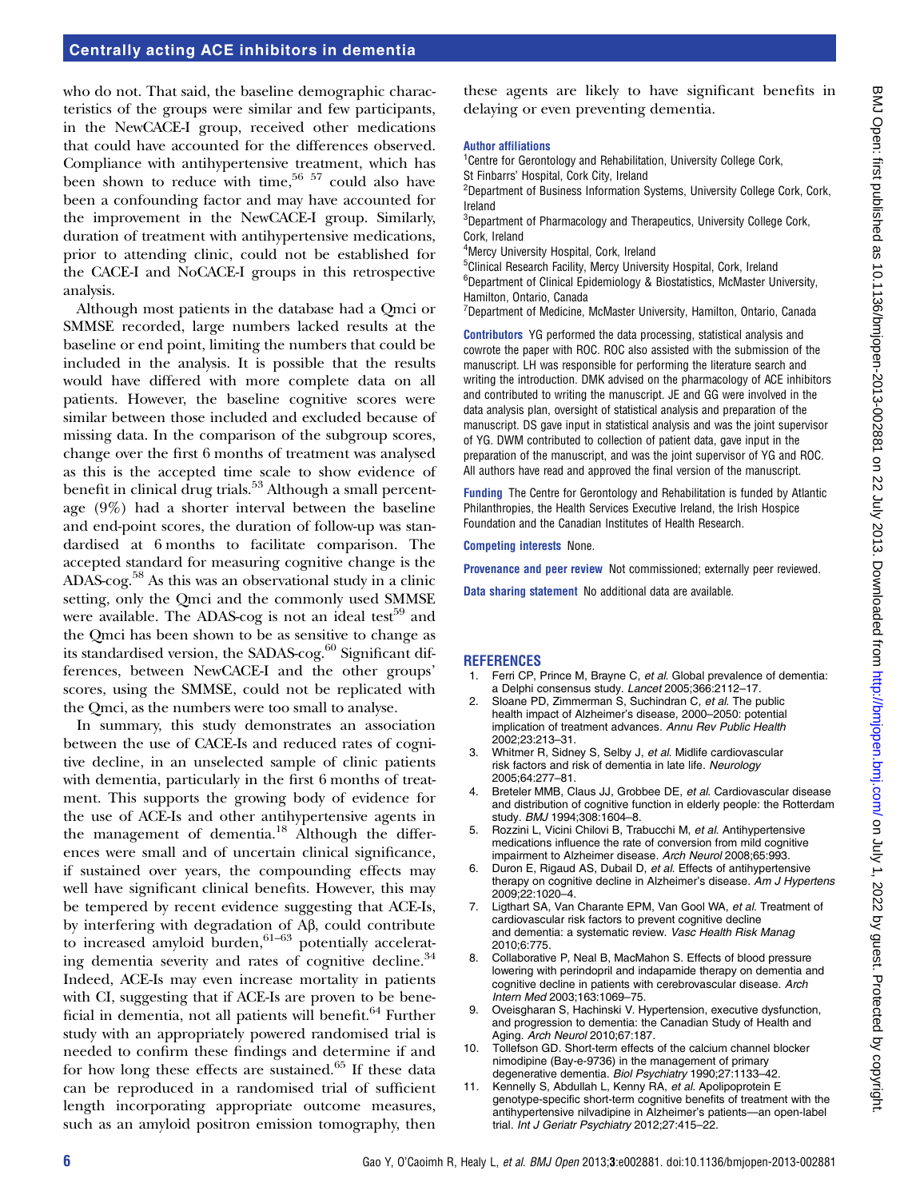who do not. That said, the baseline demographic characteristics of the groups were similar and few participants, in the NewCACE-I group, received other medications that could have accounted for the differences observed. Compliance with antihypertensive treatment, which has been shown to reduce with time,[56 57] could also have been a confounding factor and may have accounted for the improvement in the NewCACE-I group. Similarly, duration of treatment with antihypertensive medications, prior to attending clinic, could not be established for the CACE-I and NoCACE-I groups in this retrospective analysis.

Although most patients in the database had a Qmci or SMMSE recorded, large numbers lacked results at the baseline or end point, limiting the numbers that could be included in the analysis. It is possible that the results would have differed with more complete data on all patients. However, the baseline cognitive scores were similar between those included and excluded because of missing data. In the comparison of the subgroup scores, change over the first 6 months of treatment was analysed as this is the accepted time scale to show evidence of benefit in clinical drug trials.[53] Although a small percentage (9%) had a shorter interval between the baseline and end-point scores, the duration of follow-up was standardised at 6 months to facilitate comparison. The accepted standard for measuring cognitive change is the ADAS-cog.[58] As this was an observational study in a clinic setting, only the Qmci and the commonly used SMMSE were available. The ADAS-cog is not an ideal test[59] and the Qmci has been shown to be as sensitive to change as its standardised version, the SADAS-cog.[60] Significant differences, between NewCACE-I and the other groups' scores, using the SMMSE, could not be replicated with the Qmci, as the numbers were too small to analyse.

In summary, this study demonstrates an association between the use of CACE-Is and reduced rates of cognitive decline, in an unselected sample of clinic patients with dementia, particularly in the first 6 months of treatment. This supports the growing body of evidence for the use of ACE-Is and other antihypertensive agents in the management of dementia.[18] Although the differences were small and of uncertain clinical significance, if sustained over years, the compounding effects may well have significant clinical benefits. However, this may be tempered by recent evidence suggesting that ACE-Is, by interfering with degradation of Aβ, could contribute to increased amyloid burden,[61–63] potentially accelerating dementia severity and rates of cognitive decline.[34] Indeed, ACE-Is may even increase mortality in patients with CI, suggesting that if ACE-Is are proven to be beneficial in dementia, not all patients will benefit.[64] Further study with an appropriately powered randomised trial is needed to confirm these findings and determine if and for how long these effects are sustained.[65] If these data can be reproduced in a randomised trial of sufficient length incorporating appropriate outcome measures, such as an amyloid positron emission tomography, then these agents are likely to have significant benefits in delaying or even preventing dementia.

**Author affiliations**

[1]Centre for Gerontology and Rehabilitation, University College Cork, St Finbarrs' Hospital, Cork City, Ireland
[2]Department of Business Information Systems, University College Cork, Cork, Ireland
[3]Department of Pharmacology and Therapeutics, University College Cork, Cork, Ireland
[4]Mercy University Hospital, Cork, Ireland
[5]Clinical Research Facility, Mercy University Hospital, Cork, Ireland
[6]Department of Clinical Epidemiology & Biostatistics, McMaster University, Hamilton, Ontario, Canada
[7]Department of Medicine, McMaster University, Hamilton, Ontario, Canada

**Contributors** YG performed the data processing, statistical analysis and cowrote the paper with ROC. ROC also assisted with the submission of the manuscript. LH was responsible for performing the literature search and writing the introduction. DMK advised on the pharmacology of ACE inhibitors and contributed to writing the manuscript. JE and GG were involved in the data analysis plan, oversight of statistical analysis and preparation of the manuscript. DS gave input in statistical analysis and was the joint supervisor of YG. DWM contributed to collection of patient data, gave input in the preparation of the manuscript, and was the joint supervisor of YG and ROC. All authors have read and approved the final version of the manuscript.

**Funding** The Centre for Gerontology and Rehabilitation is funded by Atlantic Philanthropies, the Health Services Executive Ireland, the Irish Hospice Foundation and the Canadian Institutes of Health Research.

**Competing interests** None.

**Provenance and peer review** Not commissioned; externally peer reviewed.

**Data sharing statement** No additional data are available.

## REFERENCES

1. Ferri CP, Prince M, Brayne C, *et al*. Global prevalence of dementia: a Delphi consensus study. *Lancet* 2005;366:2112–17.
2. Sloane PD, Zimmerman S, Suchindran C, *et al*. The public health impact of Alzheimer's disease, 2000–2050: potential implication of treatment advances. *Annu Rev Public Health* 2002;23:213–31.
3. Whitmer R, Sidney S, Selby J, *et al*. Midlife cardiovascular risk factors and risk of dementia in late life. *Neurology* 2005;64:277–81.
4. Breteler MMB, Claus JJ, Grobbee DE, *et al*. Cardiovascular disease and distribution of cognitive function in elderly people: the Rotterdam study. *BMJ* 1994;308:1604–8.
5. Rozzini L, Vicini Chilovi B, Trabucchi M, *et al*. Antihypertensive medications influence the rate of conversion from mild cognitive impairment to Alzheimer disease. *Arch Neurol* 2008;65:993.
6. Duron E, Rigaud AS, Dubail D, *et al*. Effects of antihypertensive therapy on cognitive decline in Alzheimer's disease. *Am J Hypertens* 2009;22:1020–4.
7. Ligthart SA, Van Charante EPM, Van Gool WA, *et al*. Treatment of cardiovascular risk factors to prevent cognitive decline and dementia: a systematic review. *Vasc Health Risk Manag* 2010;6:775.
8. Collaborative P, Neal B, MacMahon S. Effects of blood pressure lowering with perindopril and indapamide therapy on dementia and cognitive decline in patients with cerebrovascular disease. *Arch Intern Med* 2003;163:1069–75.
9. Oveisgharan S, Hachinski V. Hypertension, executive dysfunction, and progression to dementia: the Canadian Study of Health and Aging. *Arch Neurol* 2010;67:187.
10. Tollefson GD. Short-term effects of the calcium channel blocker nimodipine (Bay-e-9736) in the management of primary degenerative dementia. *Biol Psychiatry* 1990;27:1133–42.
11. Kennelly S, Abdullah L, Kenny RA, *et al*. Apolipoprotein E genotype-specific short-term cognitive benefits of treatment with the antihypertensive nilvadipine in Alzheimer's patients—an open-label trial. *Int J Geriatr Psychiatry* 2012;27:415–22.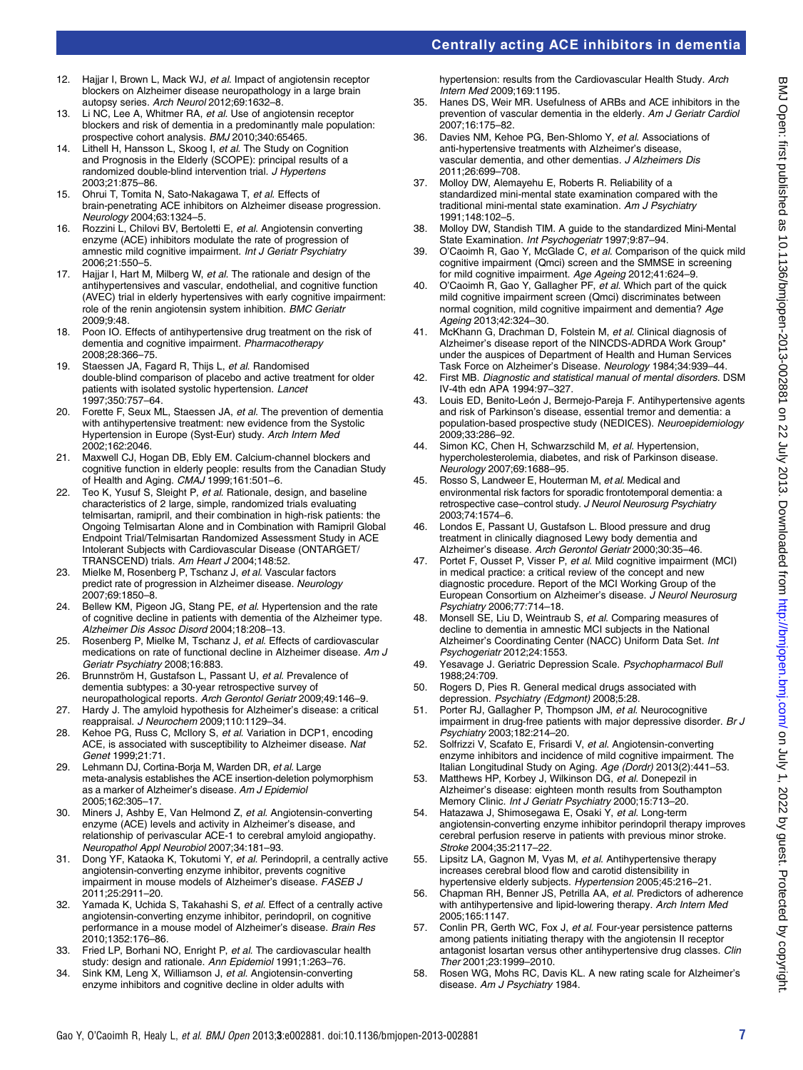12. Hajjar I, Brown L, Mack WJ, *et al*. Impact of angiotensin receptor blockers on Alzheimer disease neuropathology in a large brain autopsy series. *Arch Neurol* 2012;69:1632–8.
13. Li NC, Lee A, Whitmer RA, *et al*. Use of angiotensin receptor blockers and risk of dementia in a predominantly male population: prospective cohort analysis. *BMJ* 2010;340:65465.
14. Lithell H, Hansson L, Skoog I, *et al*. The Study on Cognition and Prognosis in the Elderly (SCOPE): principal results of a randomized double-blind intervention trial. *J Hypertens* 2003;21:875–86.
15. Ohrui T, Tomita N, Sato-Nakagawa T, *et al*. Effects of brain-penetrating ACE inhibitors on Alzheimer disease progression. *Neurology* 2004;63:1324–5.
16. Rozzini L, Chilovi BV, Bertoletti E, *et al*. Angiotensin converting enzyme (ACE) inhibitors modulate the rate of progression of amnestic mild cognitive impairment. *Int J Geriatr Psychiatry* 2006;21:550–5.
17. Hajjar I, Hart M, Milberg W, *et al*. The rationale and design of the antihypertensives and vascular, endothelial, and cognitive function (AVEC) trial in elderly hypertensives with early cognitive impairment: role of the renin angiotensin system inhibition. *BMC Geriatr* 2009;9:48.
18. Poon IO. Effects of antihypertensive drug treatment on the risk of dementia and cognitive impairment. *Pharmacotherapy* 2008;28:366–75.
19. Staessen JA, Fagard R, Thijs L, *et al*. Randomised double-blind comparison of placebo and active treatment for older patients with isolated systolic hypertension. *Lancet* 1997;350:757–64.
20. Forette F, Seux ML, Staessen JA, *et al*. The prevention of dementia with antihypertensive treatment: new evidence from the Systolic Hypertension in Europe (Syst-Eur) study. *Arch Intern Med* 2002;162:2046.
21. Maxwell CJ, Hogan DB, Ebly EM. Calcium-channel blockers and cognitive function in elderly people: results from the Canadian Study of Health and Aging. *CMAJ* 1999;161:501–6.
22. Teo K, Yusuf S, Sleight P, *et al*. Rationale, design, and baseline characteristics of 2 large, simple, randomized trials evaluating telmisartan, ramipril, and their combination in high-risk patients: the Ongoing Telmisartan Alone and in Combination with Ramipril Global Endpoint Trial/Telmisartan Randomized Assessment Study in ACE Intolerant Subjects with Cardiovascular Disease (ONTARGET/TRANSCEND) trials. *Am Heart J* 2004;148:52.
23. Mielke M, Rosenberg P, Tschanz J, *et al*. Vascular factors predict rate of progression in Alzheimer disease. *Neurology* 2007;69:1850–8.
24. Bellew KM, Pigeon JG, Stang PE, *et al*. Hypertension and the rate of cognitive decline in patients with dementia of the Alzheimer type. *Alzheimer Dis Assoc Disord* 2004;18:208–13.
25. Rosenberg P, Mielke M, Tschanz J, *et al*. Effects of cardiovascular medications on rate of functional decline in Alzheimer disease. *Am J Geriatr Psychiatry* 2008;16:883.
26. Brunnström H, Gustafson L, Passant U, *et al*. Prevalence of dementia subtypes: a 30-year retrospective survey of neuropathological reports. *Arch Gerontol Geriatr* 2009;49:146–9.
27. Hardy J. The amyloid hypothesis for Alzheimer's disease: a critical reappraisal. *J Neurochem* 2009;110:1129–34.
28. Kehoe PG, Russ C, McIlory S, *et al*. Variation in DCP1, encoding ACE, is associated with susceptibility to Alzheimer disease. *Nat Genet* 1999;21:71.
29. Lehmann DJ, Cortina-Borja M, Warden DR, *et al*. Large meta-analysis establishes the ACE insertion-deletion polymorphism as a marker of Alzheimer's disease. *Am J Epidemiol* 2005;162:305–17.
30. Miners J, Ashby E, Van Helmond Z, *et al*. Angiotensin-converting enzyme (ACE) levels and activity in Alzheimer's disease, and relationship of perivascular ACE-1 to cerebral amyloid angiopathy. *Neuropathol Appl Neurobiol* 2007;34:181–93.
31. Dong YF, Kataoka K, Tokutomi Y, *et al*. Perindopril, a centrally active angiotensin-converting enzyme inhibitor, prevents cognitive impairment in mouse models of Alzheimer's disease. *FASEB J* 2011;25:2911–20.
32. Yamada K, Uchida S, Takahashi S, *et al*. Effect of a centrally active angiotensin-converting enzyme inhibitor, perindopril, on cognitive performance in a mouse model of Alzheimer's disease. *Brain Res* 2010;1352:176–86.
33. Fried LP, Borhani NO, Enright P, *et al*. The cardiovascular health study: design and rationale. *Ann Epidemiol* 1991;1:263–76.
34. Sink KM, Leng X, Williamson J, *et al*. Angiotensin-converting enzyme inhibitors and cognitive decline in older adults with hypertension: results from the Cardiovascular Health Study. *Arch Intern Med* 2009;169:1195.
35. Hanes DS, Weir MR. Usefulness of ARBs and ACE inhibitors in the prevention of vascular dementia in the elderly. *Am J Geriatr Cardiol* 2007;16:175–82.
36. Davies NM, Kehoe PG, Ben-Shlomo Y, *et al*. Associations of anti-hypertensive treatments with Alzheimer's disease, vascular dementia, and other dementias. *J Alzheimers Dis* 2011;26:699–708.
37. Molloy DW, Alemayehu E, Roberts R. Reliability of a standardized mini-mental state examination compared with the traditional mini-mental state examination. *Am J Psychiatry* 1991;148:102–5.
38. Molloy DW, Standish TIM. A guide to the standardized Mini-Mental State Examination. *Int Psychogeriatr* 1997;9:87–94.
39. O'Caoimh R, Gao Y, McGlade C, *et al*. Comparison of the quick mild cognitive impairment (Qmci) screen and the SMMSE in screening for mild cognitive impairment. *Age Ageing* 2012;41:624–9.
40. O'Caoimh R, Gao Y, Gallagher PF, *et al*. Which part of the quick mild cognitive impairment screen (Qmci) discriminates between normal cognition, mild cognitive impairment and dementia? *Age Ageing* 2013;42:324–30.
41. McKhann G, Drachman D, Folstein M, *et al*. Clinical diagnosis of Alzheimer's disease report of the NINCDS-ADRDA Work Group* under the auspices of Department of Health and Human Services Task Force on Alzheimer's Disease. *Neurology* 1984;34:939–44.
42. First MB. *Diagnostic and statistical manual of mental disorders*. DSM IV-4th edn APA 1994:97–327.
43. Louis ED, Benito-León J, Bermejo-Pareja F. Antihypertensive agents and risk of Parkinson's disease, essential tremor and dementia: a population-based prospective study (NEDICES). *Neuroepidemiology* 2009;33:286–92.
44. Simon KC, Chen H, Schwarzschild M, *et al*. Hypertension, hypercholesterolemia, diabetes, and risk of Parkinson disease. *Neurology* 2007;69:1688–95.
45. Rosso S, Landweer E, Houterman M, *et al*. Medical and environmental risk factors for sporadic frontotemporal dementia: a retrospective case–control study. *J Neurol Neurosurg Psychiatry* 2003;74:1574–6.
46. Londos E, Passant U, Gustafson L. Blood pressure and drug treatment in clinically diagnosed Lewy body dementia and Alzheimer's disease. *Arch Gerontol Geriatr* 2000;30:35–46.
47. Portet F, Ousset P, Visser P, *et al*. Mild cognitive impairment (MCI) in medical practice: a critical review of the concept and new diagnostic procedure. Report of the MCI Working Group of the European Consortium on Alzheimer's disease. *J Neurol Neurosurg Psychiatry* 2006;77:714–18.
48. Monsell SE, Liu D, Weintraub S, *et al*. Comparing measures of decline to dementia in amnestic MCI subjects in the National Alzheimer's Coordinating Center (NACC) Uniform Data Set. *Int Psychogeriatr* 2012;24:1553.
49. Yesavage J. Geriatric Depression Scale. *Psychopharmacol Bull* 1988;24:709.
50. Rogers D, Pies R. General medical drugs associated with depression. *Psychiatry (Edgmont)* 2008;5:28.
51. Porter RJ, Gallagher P, Thompson JM, *et al*. Neurocognitive impairment in drug-free patients with major depressive disorder. *Br J Psychiatry* 2003;182:214–20.
52. Solfrizzi V, Scafato E, Frisardi V, *et al*. Angiotensin-converting enzyme inhibitors and incidence of mild cognitive impairment. The Italian Longitudinal Study on Aging. *Age (Dordr)* 2013(2):441–53.
53. Matthews HP, Korbey J, Wilkinson DG, *et al*. Donepezil in Alzheimer's disease: eighteen month results from Southampton Memory Clinic. *Int J Geriatr Psychiatry* 2000;15:713–20.
54. Hatazawa J, Shimosegawa E, Osaki Y, *et al*. Long-term angiotensin-converting enzyme inhibitor perindopril therapy improves cerebral perfusion reserve in patients with previous minor stroke. *Stroke* 2004;35:2117–22.
55. Lipsitz LA, Gagnon M, Vyas M, *et al*. Antihypertensive therapy increases cerebral blood flow and carotid distensibility in hypertensive elderly subjects. *Hypertension* 2005;45:216–21.
56. Chapman RH, Benner JS, Petrilla AA, *et al*. Predictors of adherence with antihypertensive and lipid-lowering therapy. *Arch Intern Med* 2005;165:1147.
57. Conlin PR, Gerth WC, Fox J, *et al*. Four-year persistence patterns among patients initiating therapy with the angiotensin II receptor antagonist losartan versus other antihypertensive drug classes. *Clin Ther* 2001;23:1999–2010.
58. Rosen WG, Mohs RC, Davis KL. A new rating scale for Alzheimer's disease. *Am J Psychiatry* 1984.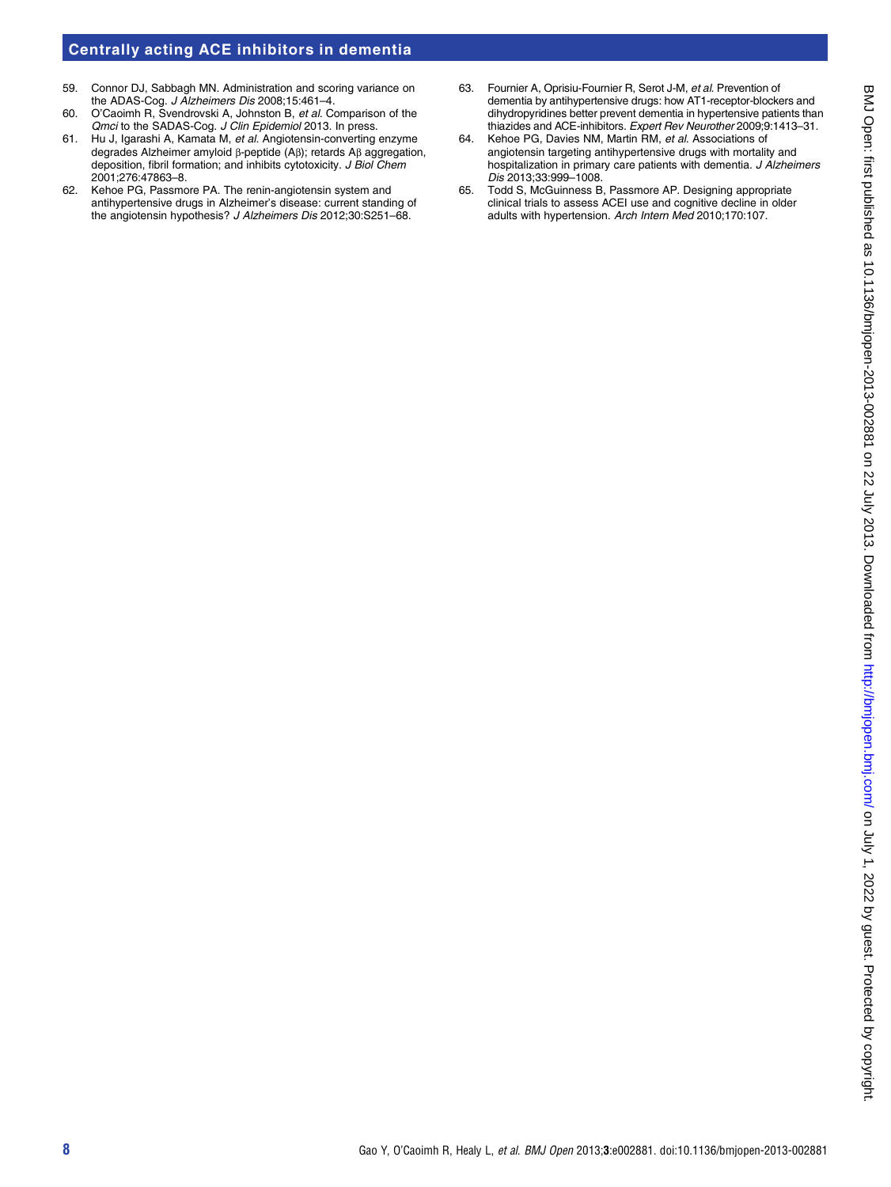59. Connor DJ, Sabbagh MN. Administration and scoring variance on the ADAS-Cog. *J Alzheimers Dis* 2008;15:461–4.
60. O'Caoimh R, Svendrovski A, Johnston B, *et al*. Comparison of the *Qmci* to the SADAS-Cog. *J Clin Epidemiol* 2013. In press.
61. Hu J, Igarashi A, Kamata M, *et al*. Angiotensin-converting enzyme degrades Alzheimer amyloid β-peptide (Aβ); retards Aβ aggregation, deposition, fibril formation; and inhibits cytotoxicity. *J Biol Chem* 2001;276:47863–8.
62. Kehoe PG, Passmore PA. The renin-angiotensin system and antihypertensive drugs in Alzheimer's disease: current standing of the angiotensin hypothesis? *J Alzheimers Dis* 2012;30:S251–68.
63. Fournier A, Oprisiu-Fournier R, Serot J-M, *et al*. Prevention of dementia by antihypertensive drugs: how AT1-receptor-blockers and dihydropyridines better prevent dementia in hypertensive patients than thiazides and ACE-inhibitors. *Expert Rev Neurother* 2009;9:1413–31.
64. Kehoe PG, Davies NM, Martin RM, *et al*. Associations of angiotensin targeting antihypertensive drugs with mortality and hospitalization in primary care patients with dementia. *J Alzheimers Dis* 2013;33:999–1008.
65. Todd S, McGuinness B, Passmore AP. Designing appropriate clinical trials to assess ACEI use and cognitive decline in older adults with hypertension. *Arch Intern Med* 2010;170:107.